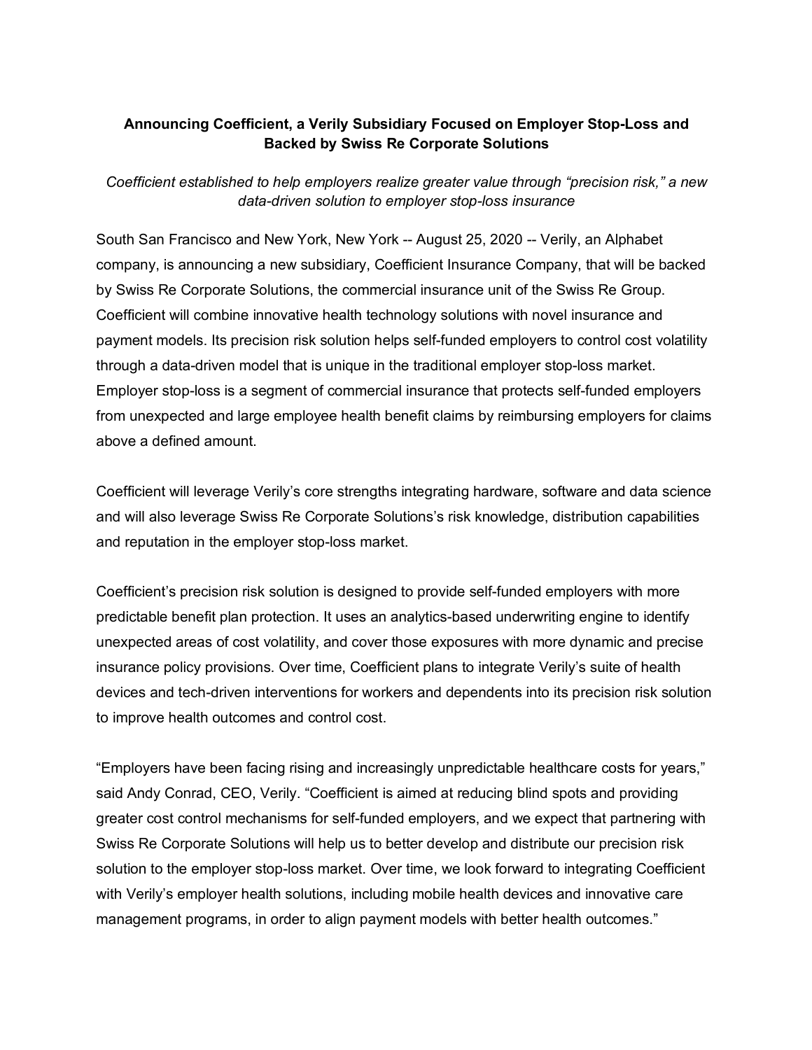# Announcing Coefficient, a Verily Subsidiary Focused on Employer Stop-Loss and Backed by Swiss Re Corporate Solutions

*Coefficient established to help employers realize greater value through "precision risk," a new data-driven solution to employer stop-loss insurance*

South San Francisco and New York, New York -- August 25, 2020 -- Verily, an Alphabet company, is announcing a new subsidiary, Coefficient Insurance Company, that will be backed by Swiss Re Corporate Solutions, the commercial insurance unit of the Swiss Re Group. Coefficient will combine innovative health technology solutions with novel insurance and payment models. Its precision risk solution helps self-funded employers to control cost volatility through a data-driven model that is unique in the traditional employer stop-loss market. Employer stop-loss is a segment of commercial insurance that protects self-funded employers from unexpected and large employee health benefit claims by reimbursing employers for claims above a defined amount.

Coefficient will leverage Verily's core strengths integrating hardware, software and data science and will also leverage Swiss Re Corporate Solutions's risk knowledge, distribution capabilities and reputation in the employer stop-loss market.

Coefficient's precision risk solution is designed to provide self-funded employers with more predictable benefit plan protection. It uses an analytics-based underwriting engine to identify unexpected areas of cost volatility, and cover those exposures with more dynamic and precise insurance policy provisions. Over time, Coefficient plans to integrate Verily's suite of health devices and tech-driven interventions for workers and dependents into its precision risk solution to improve health outcomes and control cost.

"Employers have been facing rising and increasingly unpredictable healthcare costs for years," said Andy Conrad, CEO, Verily. "Coefficient is aimed at reducing blind spots and providing greater cost control mechanisms for self-funded employers, and we expect that partnering with Swiss Re Corporate Solutions will help us to better develop and distribute our precision risk solution to the employer stop-loss market. Over time, we look forward to integrating Coefficient with Verily's employer health solutions, including mobile health devices and innovative care management programs, in order to align payment models with better health outcomes."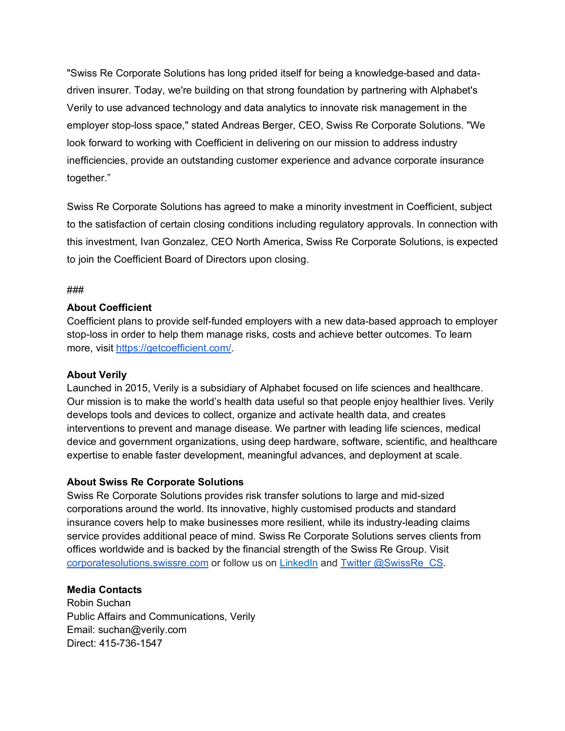"Swiss Re Corporate Solutions has long prided itself for being a knowledge-based and data-driven insurer. Today, we're building on that strong foundation by partnering with Alphabet's Verily to use advanced technology and data analytics to innovate risk management in the employer stop-loss space," stated Andreas Berger, CEO, Swiss Re Corporate Solutions. "We look forward to working with Coefficient in delivering on our mission to address industry inefficiencies, provide an outstanding customer experience and advance corporate insurance together."

Swiss Re Corporate Solutions has agreed to make a minority investment in Coefficient, subject to the satisfaction of certain closing conditions including regulatory approvals. In connection with this investment, Ivan Gonzalez, CEO North America, Swiss Re Corporate Solutions, is expected to join the Coefficient Board of Directors upon closing.

###

**About Coefficient**
Coefficient plans to provide self-funded employers with a new data-based approach to employer stop-loss in order to help them manage risks, costs and achieve better outcomes. To learn more, visit [https://getcoefficient.com/](https://getcoefficient.com/).

**About Verily**
Launched in 2015, Verily is a subsidiary of Alphabet focused on life sciences and healthcare. Our mission is to make the world's health data useful so that people enjoy healthier lives. Verily develops tools and devices to collect, organize and activate health data, and creates interventions to prevent and manage disease. We partner with leading life sciences, medical device and government organizations, using deep hardware, software, scientific, and healthcare expertise to enable faster development, meaningful advances, and deployment at scale.

**About Swiss Re Corporate Solutions**
Swiss Re Corporate Solutions provides risk transfer solutions to large and mid-sized corporations around the world. Its innovative, highly customised products and standard insurance covers help to make businesses more resilient, while its industry-leading claims service provides additional peace of mind. Swiss Re Corporate Solutions serves clients from offices worldwide and is backed by the financial strength of the Swiss Re Group. Visit corporatesolutions.swissre.com or follow us on LinkedIn and Twitter @SwissRe_CS.

**Media Contacts**
Robin Suchan
Public Affairs and Communications, Verily
Email: suchan@verily.com
Direct: 415-736-1547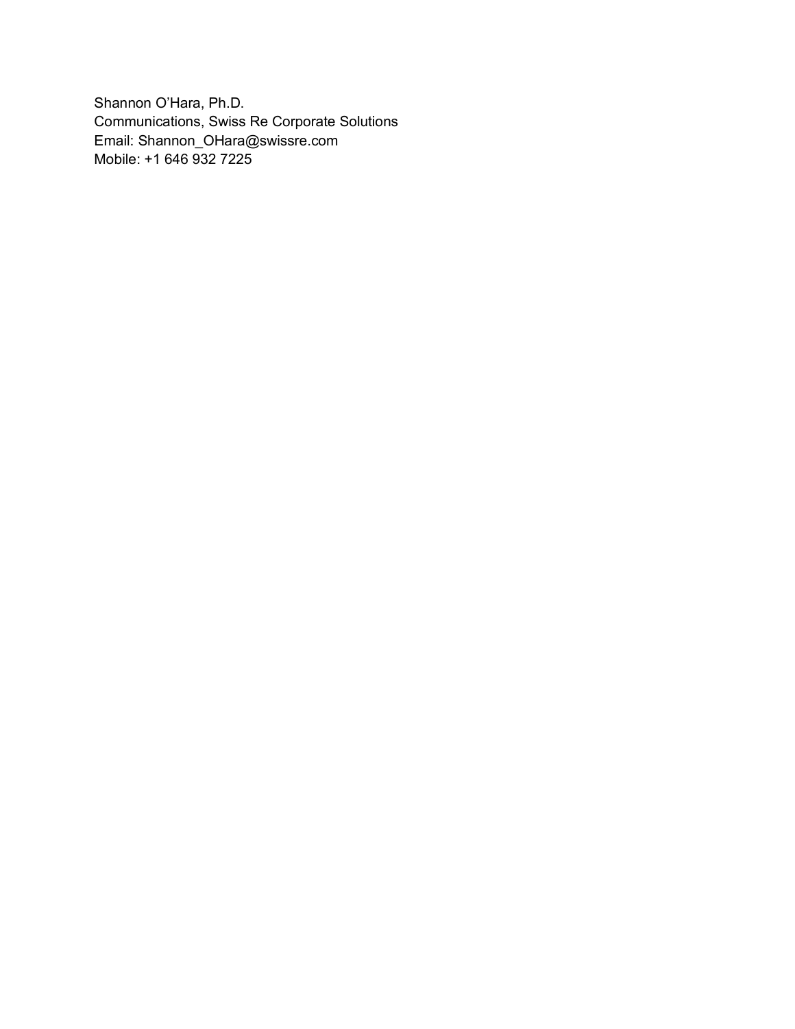Shannon O’Hara, Ph.D.
Communications, Swiss Re Corporate Solutions
Email: Shannon_OHara@swissre.com
Mobile: +1 646 932 7225